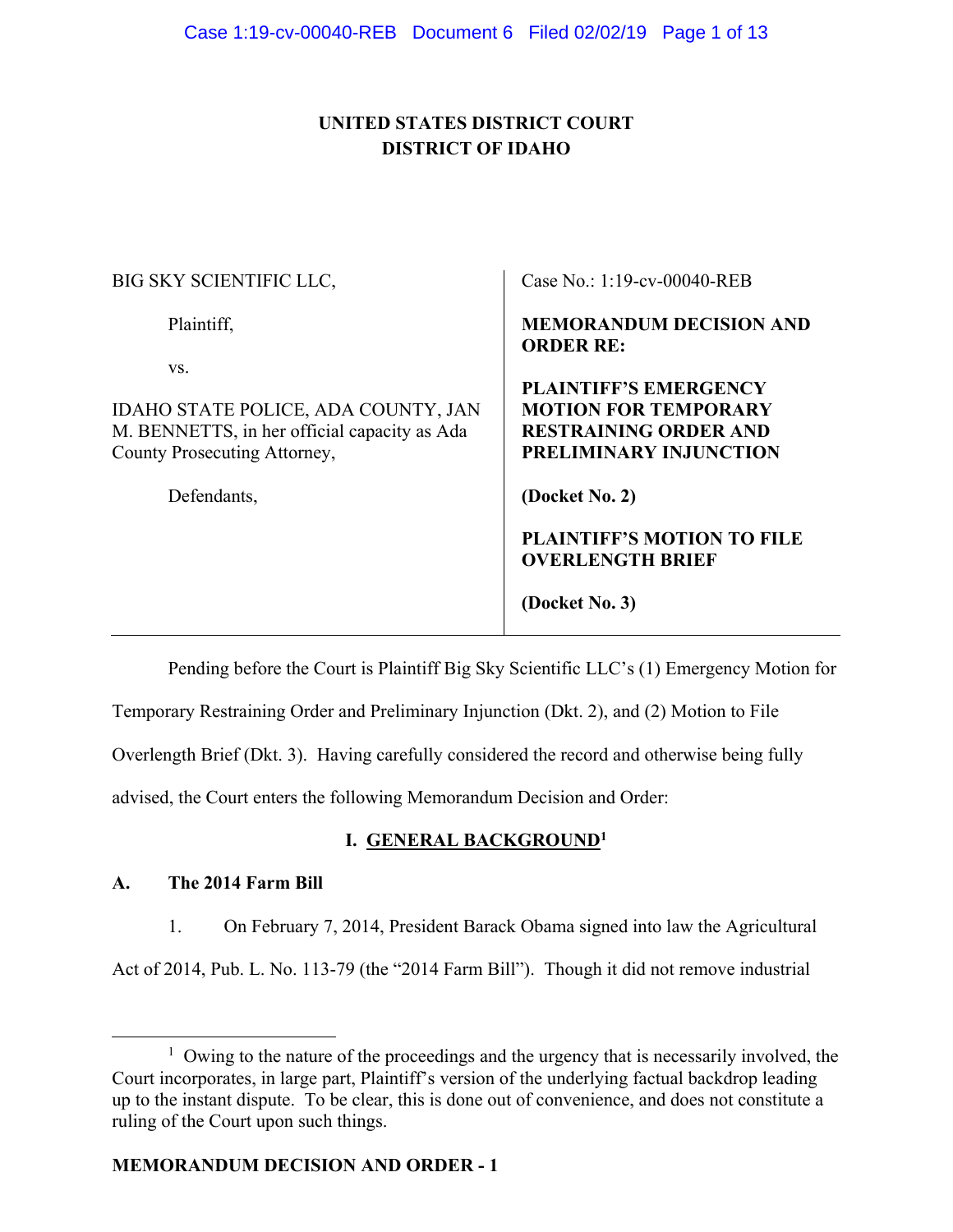**UNITED STATES DISTRICT COURT**
**DISTRICT OF IDAHO**

| | |
|---|---|
| BIG SKY SCIENTIFIC LLC,<br><br>Plaintiff,<br><br>vs.<br><br>IDAHO STATE POLICE, ADA COUNTY, JAN M. BENNETTS, in her official capacity as Ada County Prosecuting Attorney,<br><br>Defendants, | Case No.: 1:19-cv-00040-REB<br><br>**MEMORANDUM DECISION AND ORDER RE:**<br><br>**PLAINTIFF'S EMERGENCY MOTION FOR TEMPORARY RESTRAINING ORDER AND PRELIMINARY INJUNCTION**<br><br>**(Docket No. 2)**<br><br>**PLAINTIFF'S MOTION TO FILE OVERLENGTH BRIEF**<br><br>**(Docket No. 3)** |

Pending before the Court is Plaintiff Big Sky Scientific LLC's (1) Emergency Motion for Temporary Restraining Order and Preliminary Injunction (Dkt. 2), and (2) Motion to File Overlength Brief (Dkt. 3). Having carefully considered the record and otherwise being fully advised, the Court enters the following Memorandum Decision and Order:

## I. GENERAL BACKGROUND[1]

### A. The 2014 Farm Bill

1. On February 7, 2014, President Barack Obama signed into law the Agricultural Act of 2014, Pub. L. No. 113-79 (the "2014 Farm Bill"). Though it did not remove industrial

---

[1] Owing to the nature of the proceedings and the urgency that is necessarily involved, the Court incorporates, in large part, Plaintiff's version of the underlying factual backdrop leading up to the instant dispute. To be clear, this is done out of convenience, and does not constitute a ruling of the Court upon such things.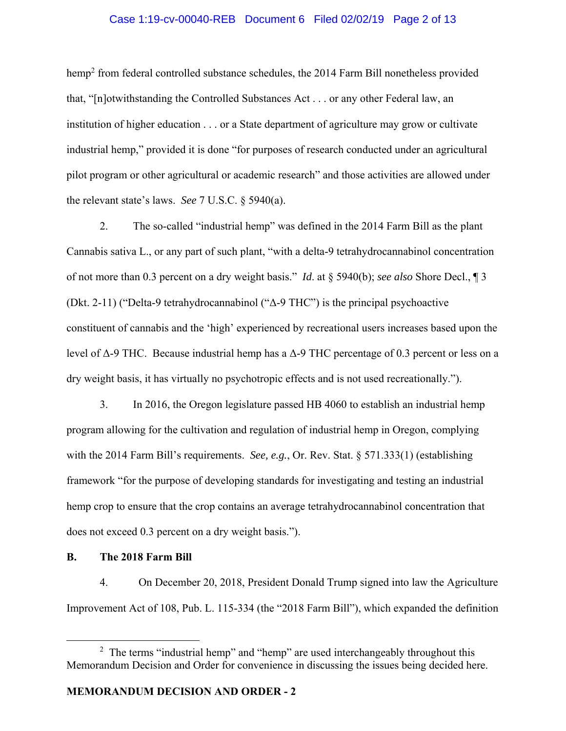hemp[2] from federal controlled substance schedules, the 2014 Farm Bill nonetheless provided that, "[n]otwithstanding the Controlled Substances Act . . . or any other Federal law, an institution of higher education . . . or a State department of agriculture may grow or cultivate industrial hemp," provided it is done "for purposes of research conducted under an agricultural pilot program or other agricultural or academic research" and those activities are allowed under the relevant state's laws. *See* 7 U.S.C. § 5940(a).

2. The so-called "industrial hemp" was defined in the 2014 Farm Bill as the plant Cannabis sativa L., or any part of such plant, "with a delta-9 tetrahydrocannabinol concentration of not more than 0.3 percent on a dry weight basis." *Id*. at § 5940(b); *see also* Shore Decl., ¶ 3 (Dkt. 2-11) ("Delta-9 tetrahydrocannabinol ("Δ-9 THC") is the principal psychoactive constituent of cannabis and the 'high' experienced by recreational users increases based upon the level of Δ-9 THC. Because industrial hemp has a Δ-9 THC percentage of 0.3 percent or less on a dry weight basis, it has virtually no psychotropic effects and is not used recreationally.").

3. In 2016, the Oregon legislature passed HB 4060 to establish an industrial hemp program allowing for the cultivation and regulation of industrial hemp in Oregon, complying with the 2014 Farm Bill's requirements. *See, e.g.*, Or. Rev. Stat. § 571.333(1) (establishing framework "for the purpose of developing standards for investigating and testing an industrial hemp crop to ensure that the crop contains an average tetrahydrocannabinol concentration that does not exceed 0.3 percent on a dry weight basis.").

**B. The 2018 Farm Bill**

4. On December 20, 2018, President Donald Trump signed into law the Agriculture Improvement Act of 108, Pub. L. 115-334 (the "2018 Farm Bill"), which expanded the definition

---

[2] The terms "industrial hemp" and "hemp" are used interchangeably throughout this Memorandum Decision and Order for convenience in discussing the issues being decided here.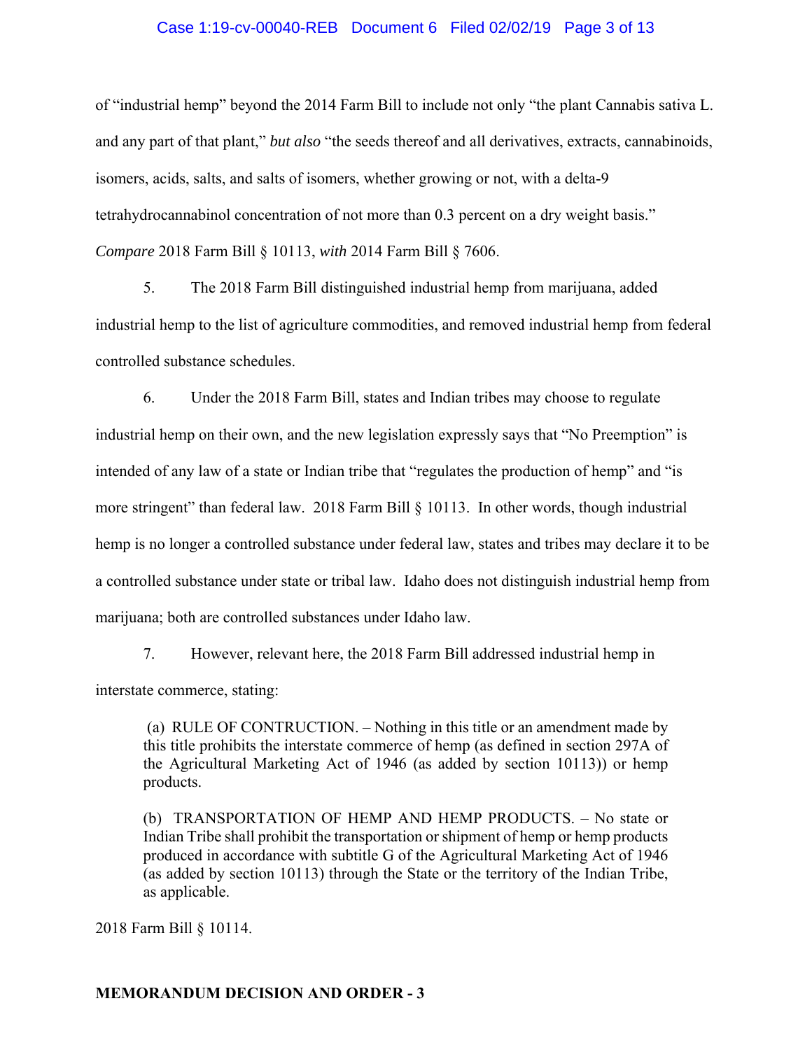of "industrial hemp" beyond the 2014 Farm Bill to include not only "the plant Cannabis sativa L. and any part of that plant," *but also* "the seeds thereof and all derivatives, extracts, cannabinoids, isomers, acids, salts, and salts of isomers, whether growing or not, with a delta-9 tetrahydrocannabinol concentration of not more than 0.3 percent on a dry weight basis." *Compare* 2018 Farm Bill § 10113, *with* 2014 Farm Bill § 7606.

5. The 2018 Farm Bill distinguished industrial hemp from marijuana, added industrial hemp to the list of agriculture commodities, and removed industrial hemp from federal controlled substance schedules.

6. Under the 2018 Farm Bill, states and Indian tribes may choose to regulate industrial hemp on their own, and the new legislation expressly says that "No Preemption" is intended of any law of a state or Indian tribe that "regulates the production of hemp" and "is more stringent" than federal law. 2018 Farm Bill § 10113. In other words, though industrial hemp is no longer a controlled substance under federal law, states and tribes may declare it to be a controlled substance under state or tribal law. Idaho does not distinguish industrial hemp from marijuana; both are controlled substances under Idaho law.

7. However, relevant here, the 2018 Farm Bill addressed industrial hemp in interstate commerce, stating:

> (a) RULE OF CONTRUCTION. – Nothing in this title or an amendment made by this title prohibits the interstate commerce of hemp (as defined in section 297A of the Agricultural Marketing Act of 1946 (as added by section 10113)) or hemp products.
>
> (b) TRANSPORTATION OF HEMP AND HEMP PRODUCTS. – No state or Indian Tribe shall prohibit the transportation or shipment of hemp or hemp products produced in accordance with subtitle G of the Agricultural Marketing Act of 1946 (as added by section 10113) through the State or the territory of the Indian Tribe, as applicable.

2018 Farm Bill § 10114.

**MEMORANDUM DECISION AND ORDER - 3**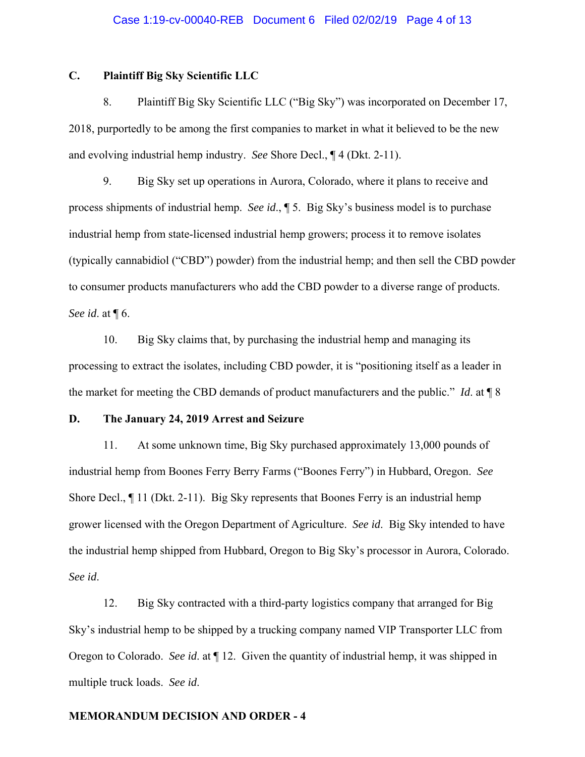### C. Plaintiff Big Sky Scientific LLC

8. Plaintiff Big Sky Scientific LLC ("Big Sky") was incorporated on December 17, 2018, purportedly to be among the first companies to market in what it believed to be the new and evolving industrial hemp industry. *See* Shore Decl., ¶ 4 (Dkt. 2-11).

9. Big Sky set up operations in Aurora, Colorado, where it plans to receive and process shipments of industrial hemp. *See id.*, ¶ 5. Big Sky's business model is to purchase industrial hemp from state-licensed industrial hemp growers; process it to remove isolates (typically cannabidiol ("CBD") powder) from the industrial hemp; and then sell the CBD powder to consumer products manufacturers who add the CBD powder to a diverse range of products. *See id.* at ¶ 6.

10. Big Sky claims that, by purchasing the industrial hemp and managing its processing to extract the isolates, including CBD powder, it is "positioning itself as a leader in the market for meeting the CBD demands of product manufacturers and the public." *Id.* at ¶ 8

### D. The January 24, 2019 Arrest and Seizure

11. At some unknown time, Big Sky purchased approximately 13,000 pounds of industrial hemp from Boones Ferry Berry Farms ("Boones Ferry") in Hubbard, Oregon. *See* Shore Decl., ¶ 11 (Dkt. 2-11). Big Sky represents that Boones Ferry is an industrial hemp grower licensed with the Oregon Department of Agriculture. *See id.* Big Sky intended to have the industrial hemp shipped from Hubbard, Oregon to Big Sky's processor in Aurora, Colorado. *See id.*

12. Big Sky contracted with a third-party logistics company that arranged for Big Sky's industrial hemp to be shipped by a trucking company named VIP Transporter LLC from Oregon to Colorado. *See id.* at ¶ 12. Given the quantity of industrial hemp, it was shipped in multiple truck loads. *See id.*

**MEMORANDUM DECISION AND ORDER - 4**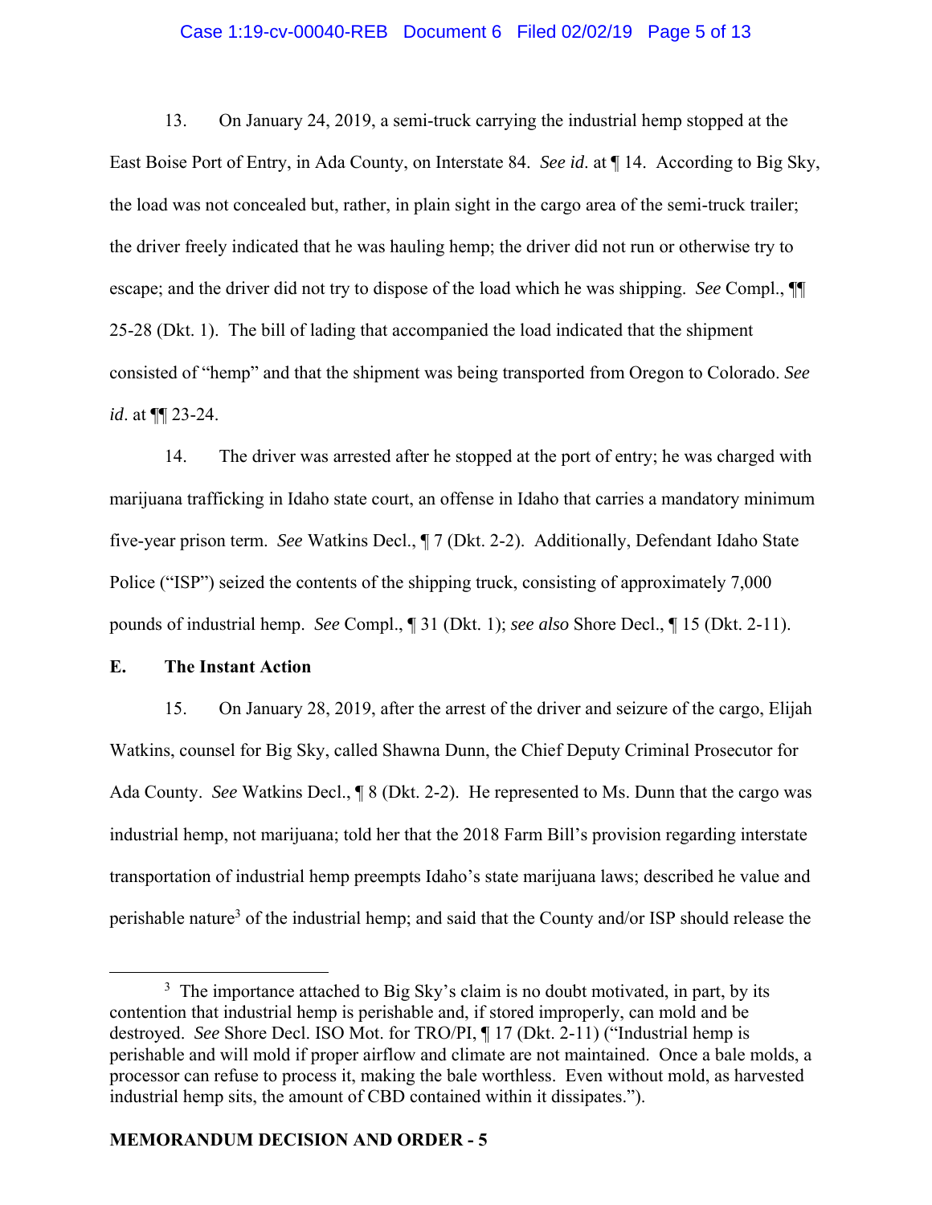13. On January 24, 2019, a semi-truck carrying the industrial hemp stopped at the East Boise Port of Entry, in Ada County, on Interstate 84. *See id*. at ¶ 14. According to Big Sky, the load was not concealed but, rather, in plain sight in the cargo area of the semi-truck trailer; the driver freely indicated that he was hauling hemp; the driver did not run or otherwise try to escape; and the driver did not try to dispose of the load which he was shipping. *See* Compl., ¶¶ 25-28 (Dkt. 1). The bill of lading that accompanied the load indicated that the shipment consisted of "hemp" and that the shipment was being transported from Oregon to Colorado. *See id*. at ¶¶ 23-24.

14. The driver was arrested after he stopped at the port of entry; he was charged with marijuana trafficking in Idaho state court, an offense in Idaho that carries a mandatory minimum five-year prison term. *See* Watkins Decl., ¶ 7 (Dkt. 2-2). Additionally, Defendant Idaho State Police ("ISP") seized the contents of the shipping truck, consisting of approximately 7,000 pounds of industrial hemp. *See* Compl., ¶ 31 (Dkt. 1); *see also* Shore Decl., ¶ 15 (Dkt. 2-11).

**E. The Instant Action**

15. On January 28, 2019, after the arrest of the driver and seizure of the cargo, Elijah Watkins, counsel for Big Sky, called Shawna Dunn, the Chief Deputy Criminal Prosecutor for Ada County. *See* Watkins Decl., ¶ 8 (Dkt. 2-2). He represented to Ms. Dunn that the cargo was industrial hemp, not marijuana; told her that the 2018 Farm Bill's provision regarding interstate transportation of industrial hemp preempts Idaho's state marijuana laws; described he value and perishable nature[3] of the industrial hemp; and said that the County and/or ISP should release the

[3] The importance attached to Big Sky's claim is no doubt motivated, in part, by its contention that industrial hemp is perishable and, if stored improperly, can mold and be destroyed. *See* Shore Decl. ISO Mot. for TRO/PI, ¶ 17 (Dkt. 2-11) ("Industrial hemp is perishable and will mold if proper airflow and climate are not maintained. Once a bale molds, a processor can refuse to process it, making the bale worthless. Even without mold, as harvested industrial hemp sits, the amount of CBD contained within it dissipates.").

**MEMORANDUM DECISION AND ORDER - 5**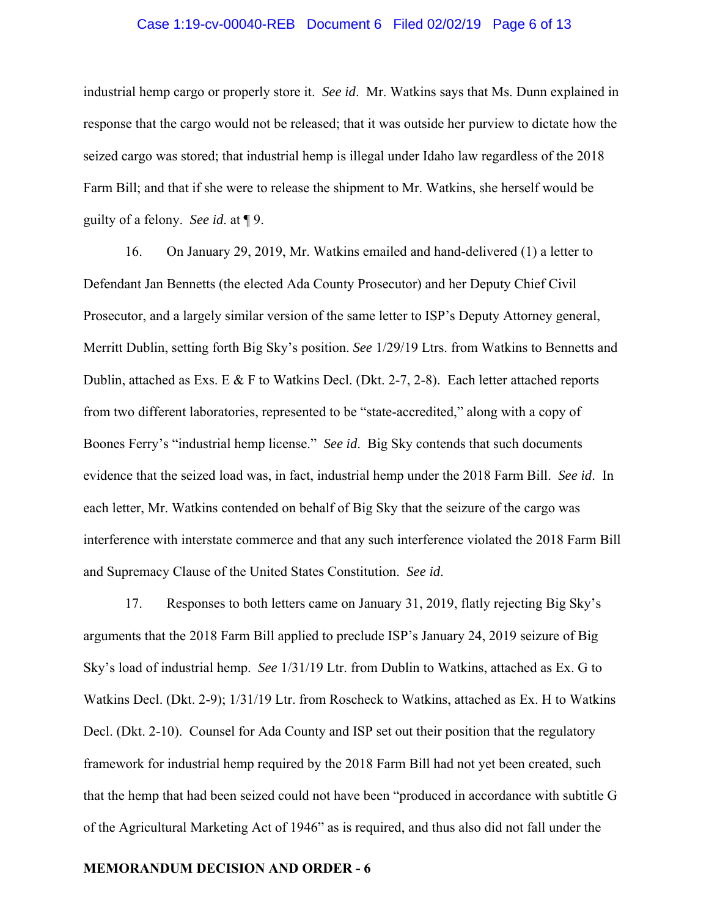industrial hemp cargo or properly store it. *See id*. Mr. Watkins says that Ms. Dunn explained in response that the cargo would not be released; that it was outside her purview to dictate how the seized cargo was stored; that industrial hemp is illegal under Idaho law regardless of the 2018 Farm Bill; and that if she were to release the shipment to Mr. Watkins, she herself would be guilty of a felony. *See id*. at ¶ 9.

16. On January 29, 2019, Mr. Watkins emailed and hand-delivered (1) a letter to Defendant Jan Bennetts (the elected Ada County Prosecutor) and her Deputy Chief Civil Prosecutor, and a largely similar version of the same letter to ISP's Deputy Attorney general, Merritt Dublin, setting forth Big Sky's position. *See* 1/29/19 Ltrs. from Watkins to Bennetts and Dublin, attached as Exs. E & F to Watkins Decl. (Dkt. 2-7, 2-8). Each letter attached reports from two different laboratories, represented to be "state-accredited," along with a copy of Boones Ferry's "industrial hemp license." *See id*. Big Sky contends that such documents evidence that the seized load was, in fact, industrial hemp under the 2018 Farm Bill. *See id*. In each letter, Mr. Watkins contended on behalf of Big Sky that the seizure of the cargo was interference with interstate commerce and that any such interference violated the 2018 Farm Bill and Supremacy Clause of the United States Constitution. *See id*.

17. Responses to both letters came on January 31, 2019, flatly rejecting Big Sky's arguments that the 2018 Farm Bill applied to preclude ISP's January 24, 2019 seizure of Big Sky's load of industrial hemp. *See* 1/31/19 Ltr. from Dublin to Watkins, attached as Ex. G to Watkins Decl. (Dkt. 2-9); 1/31/19 Ltr. from Roscheck to Watkins, attached as Ex. H to Watkins Decl. (Dkt. 2-10). Counsel for Ada County and ISP set out their position that the regulatory framework for industrial hemp required by the 2018 Farm Bill had not yet been created, such that the hemp that had been seized could not have been "produced in accordance with subtitle G of the Agricultural Marketing Act of 1946" as is required, and thus also did not fall under the

**MEMORANDUM DECISION AND ORDER - 6**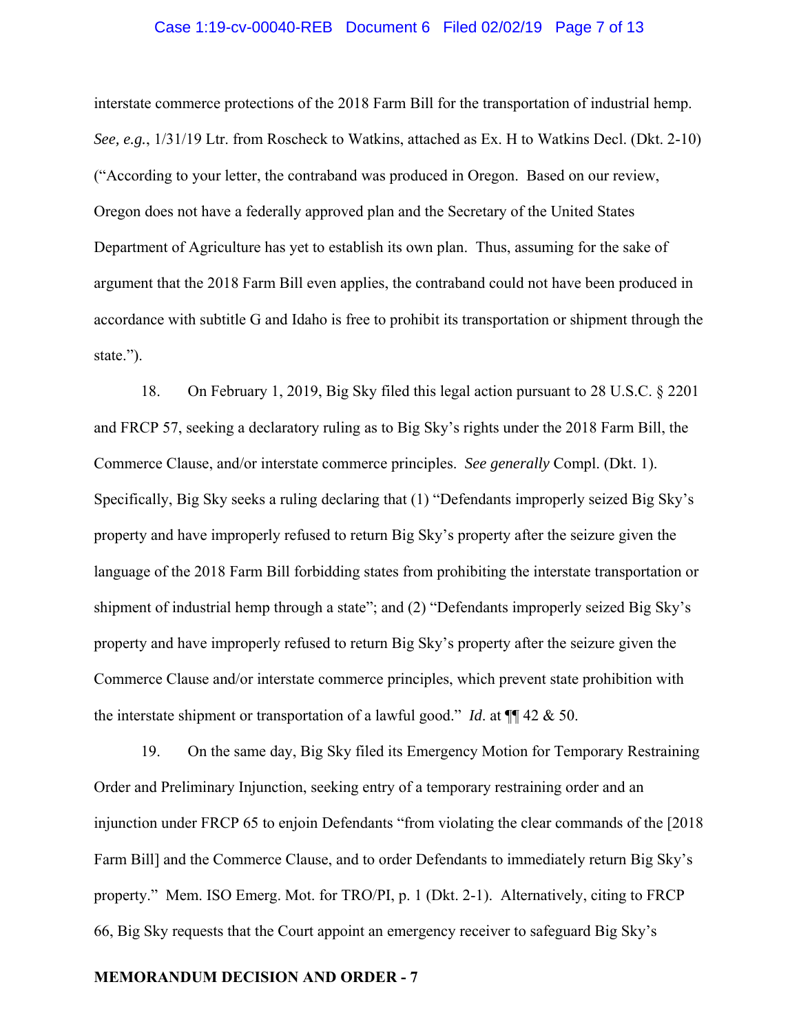interstate commerce protections of the 2018 Farm Bill for the transportation of industrial hemp. *See, e.g.*, 1/31/19 Ltr. from Roscheck to Watkins, attached as Ex. H to Watkins Decl. (Dkt. 2-10) ("According to your letter, the contraband was produced in Oregon. Based on our review, Oregon does not have a federally approved plan and the Secretary of the United States Department of Agriculture has yet to establish its own plan. Thus, assuming for the sake of argument that the 2018 Farm Bill even applies, the contraband could not have been produced in accordance with subtitle G and Idaho is free to prohibit its transportation or shipment through the state.").

18. On February 1, 2019, Big Sky filed this legal action pursuant to 28 U.S.C. § 2201 and FRCP 57, seeking a declaratory ruling as to Big Sky's rights under the 2018 Farm Bill, the Commerce Clause, and/or interstate commerce principles. *See generally* Compl. (Dkt. 1). Specifically, Big Sky seeks a ruling declaring that (1) "Defendants improperly seized Big Sky's property and have improperly refused to return Big Sky's property after the seizure given the language of the 2018 Farm Bill forbidding states from prohibiting the interstate transportation or shipment of industrial hemp through a state"; and (2) "Defendants improperly seized Big Sky's property and have improperly refused to return Big Sky's property after the seizure given the Commerce Clause and/or interstate commerce principles, which prevent state prohibition with the interstate shipment or transportation of a lawful good." *Id*. at ¶¶ 42 & 50.

19. On the same day, Big Sky filed its Emergency Motion for Temporary Restraining Order and Preliminary Injunction, seeking entry of a temporary restraining order and an injunction under FRCP 65 to enjoin Defendants "from violating the clear commands of the [2018 Farm Bill] and the Commerce Clause, and to order Defendants to immediately return Big Sky's property." Mem. ISO Emerg. Mot. for TRO/PI, p. 1 (Dkt. 2-1). Alternatively, citing to FRCP 66, Big Sky requests that the Court appoint an emergency receiver to safeguard Big Sky's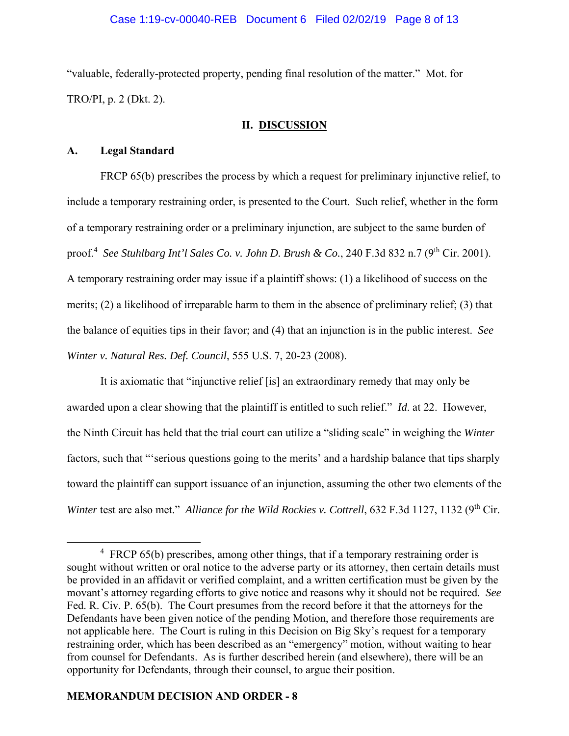"valuable, federally-protected property, pending final resolution of the matter." Mot. for TRO/PI, p. 2 (Dkt. 2).

## II. DISCUSSION

### A. Legal Standard

FRCP 65(b) prescribes the process by which a request for preliminary injunctive relief, to include a temporary restraining order, is presented to the Court. Such relief, whether in the form of a temporary restraining order or a preliminary injunction, are subject to the same burden of proof.[4] *See Stuhlbarg Int'l Sales Co. v. John D. Brush & Co.*, 240 F.3d 832 n.7 (9th Cir. 2001). A temporary restraining order may issue if a plaintiff shows: (1) a likelihood of success on the merits; (2) a likelihood of irreparable harm to them in the absence of preliminary relief; (3) that the balance of equities tips in their favor; and (4) that an injunction is in the public interest. *See Winter v. Natural Res. Def. Council*, 555 U.S. 7, 20-23 (2008).

It is axiomatic that "injunctive relief [is] an extraordinary remedy that may only be awarded upon a clear showing that the plaintiff is entitled to such relief." *Id*. at 22. However, the Ninth Circuit has held that the trial court can utilize a "sliding scale" in weighing the *Winter* factors, such that "'serious questions going to the merits' and a hardship balance that tips sharply toward the plaintiff can support issuance of an injunction, assuming the other two elements of the *Winter* test are also met." *Alliance for the Wild Rockies v. Cottrell*, 632 F.3d 1127, 1132 (9th Cir.

---

[4] FRCP 65(b) prescribes, among other things, that if a temporary restraining order is sought without written or oral notice to the adverse party or its attorney, then certain details must be provided in an affidavit or verified complaint, and a written certification must be given by the movant's attorney regarding efforts to give notice and reasons why it should not be required. *See* Fed. R. Civ. P. 65(b). The Court presumes from the record before it that the attorneys for the Defendants have been given notice of the pending Motion, and therefore those requirements are not applicable here. The Court is ruling in this Decision on Big Sky's request for a temporary restraining order, which has been described as an "emergency" motion, without waiting to hear from counsel for Defendants. As is further described herein (and elsewhere), there will be an opportunity for Defendants, through their counsel, to argue their position.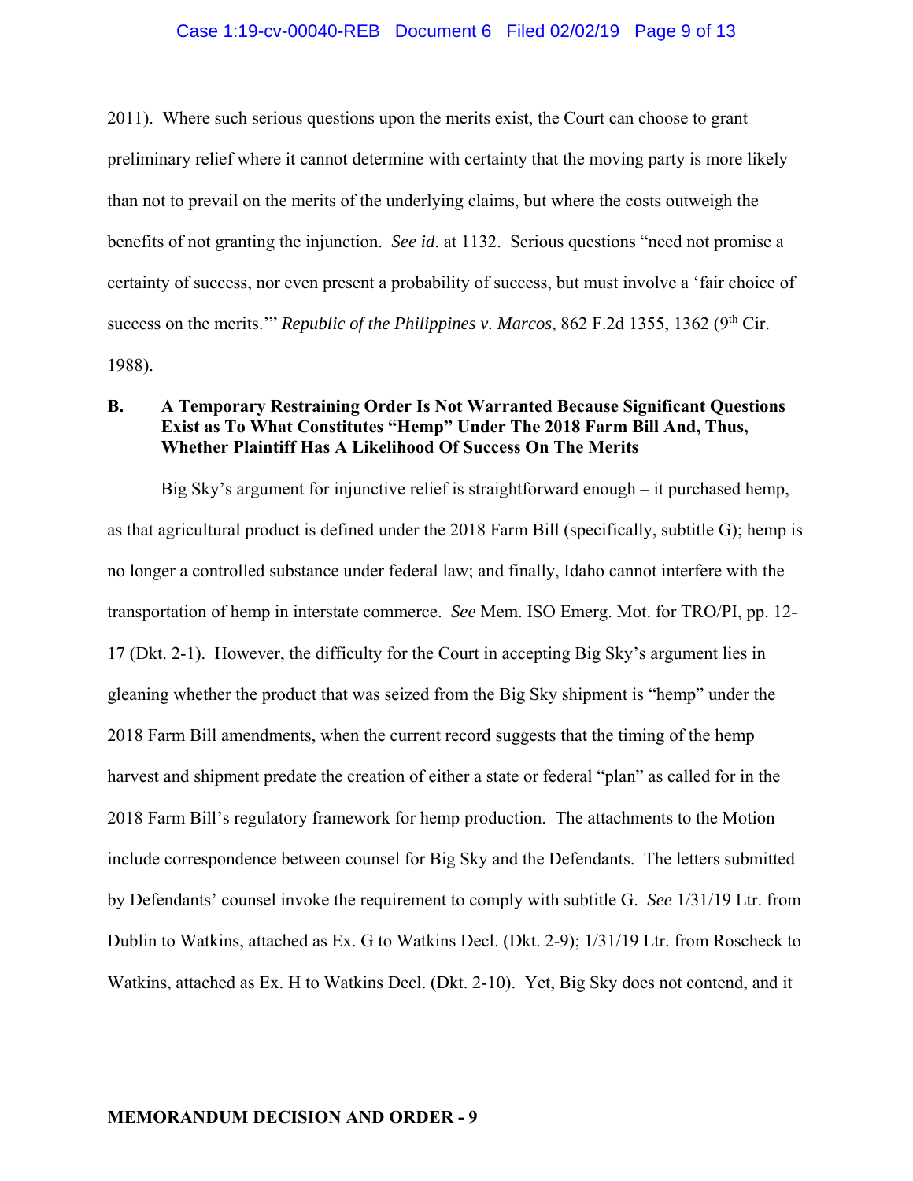2011). Where such serious questions upon the merits exist, the Court can choose to grant preliminary relief where it cannot determine with certainty that the moving party is more likely than not to prevail on the merits of the underlying claims, but where the costs outweigh the benefits of not granting the injunction. *See id*. at 1132. Serious questions "need not promise a certainty of success, nor even present a probability of success, but must involve a 'fair choice of success on the merits.'" *Republic of the Philippines v. Marcos*, 862 F.2d 1355, 1362 (9th Cir. 1988).

**B. A Temporary Restraining Order Is Not Warranted Because Significant Questions Exist as To What Constitutes "Hemp" Under The 2018 Farm Bill And, Thus, Whether Plaintiff Has A Likelihood Of Success On The Merits**

Big Sky's argument for injunctive relief is straightforward enough – it purchased hemp, as that agricultural product is defined under the 2018 Farm Bill (specifically, subtitle G); hemp is no longer a controlled substance under federal law; and finally, Idaho cannot interfere with the transportation of hemp in interstate commerce. *See* Mem. ISO Emerg. Mot. for TRO/PI, pp. 12-17 (Dkt. 2-1). However, the difficulty for the Court in accepting Big Sky's argument lies in gleaning whether the product that was seized from the Big Sky shipment is "hemp" under the 2018 Farm Bill amendments, when the current record suggests that the timing of the hemp harvest and shipment predate the creation of either a state or federal "plan" as called for in the 2018 Farm Bill's regulatory framework for hemp production. The attachments to the Motion include correspondence between counsel for Big Sky and the Defendants. The letters submitted by Defendants' counsel invoke the requirement to comply with subtitle G. *See* 1/31/19 Ltr. from Dublin to Watkins, attached as Ex. G to Watkins Decl. (Dkt. 2-9); 1/31/19 Ltr. from Roscheck to Watkins, attached as Ex. H to Watkins Decl. (Dkt. 2-10). Yet, Big Sky does not contend, and it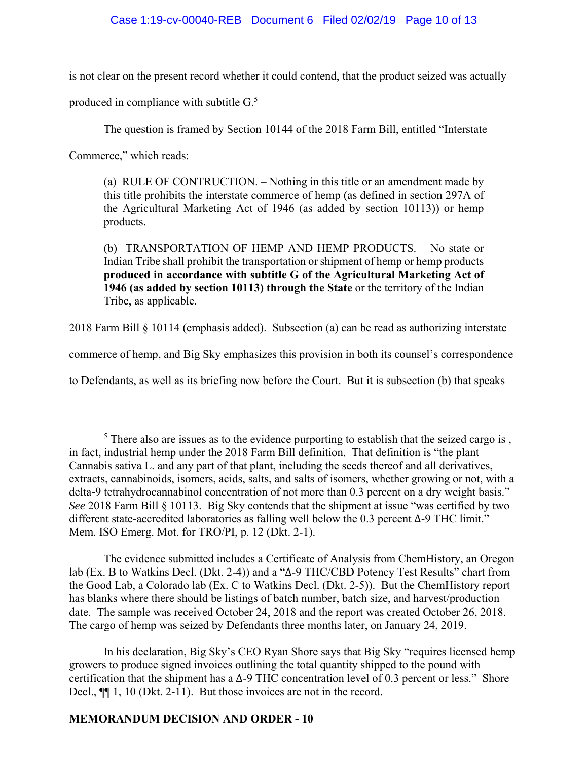is not clear on the present record whether it could contend, that the product seized was actually produced in compliance with subtitle G.[5]

The question is framed by Section 10144 of the 2018 Farm Bill, entitled "Interstate Commerce," which reads:

> (a) RULE OF CONTRUCTION. – Nothing in this title or an amendment made by this title prohibits the interstate commerce of hemp (as defined in section 297A of the Agricultural Marketing Act of 1946 (as added by section 10113)) or hemp products.
>
> (b) TRANSPORTATION OF HEMP AND HEMP PRODUCTS. – No state or Indian Tribe shall prohibit the transportation or shipment of hemp or hemp products **produced in accordance with subtitle G of the Agricultural Marketing Act of 1946 (as added by section 10113) through the State** or the territory of the Indian Tribe, as applicable.

2018 Farm Bill § 10114 (emphasis added). Subsection (a) can be read as authorizing interstate commerce of hemp, and Big Sky emphasizes this provision in both its counsel's correspondence to Defendants, as well as its briefing now before the Court. But it is subsection (b) that speaks

---

[5] There also are issues as to the evidence purporting to establish that the seized cargo is , in fact, industrial hemp under the 2018 Farm Bill definition. That definition is "the plant Cannabis sativa L. and any part of that plant, including the seeds thereof and all derivatives, extracts, cannabinoids, isomers, acids, salts, and salts of isomers, whether growing or not, with a delta-9 tetrahydrocannabinol concentration of not more than 0.3 percent on a dry weight basis." *See* 2018 Farm Bill § 10113. Big Sky contends that the shipment at issue "was certified by two different state-accredited laboratories as falling well below the 0.3 percent Δ-9 THC limit." Mem. ISO Emerg. Mot. for TRO/PI, p. 12 (Dkt. 2-1).

The evidence submitted includes a Certificate of Analysis from ChemHistory, an Oregon lab (Ex. B to Watkins Decl. (Dkt. 2-4)) and a "Δ-9 THC/CBD Potency Test Results" chart from the Good Lab, a Colorado lab (Ex. C to Watkins Decl. (Dkt. 2-5)). But the ChemHistory report has blanks where there should be listings of batch number, batch size, and harvest/production date. The sample was received October 24, 2018 and the report was created October 26, 2018. The cargo of hemp was seized by Defendants three months later, on January 24, 2019.

In his declaration, Big Sky's CEO Ryan Shore says that Big Sky "requires licensed hemp growers to produce signed invoices outlining the total quantity shipped to the pound with certification that the shipment has a Δ-9 THC concentration level of 0.3 percent or less." Shore Decl., ¶¶ 1, 10 (Dkt. 2-11). But those invoices are not in the record.

**MEMORANDUM DECISION AND ORDER - 10**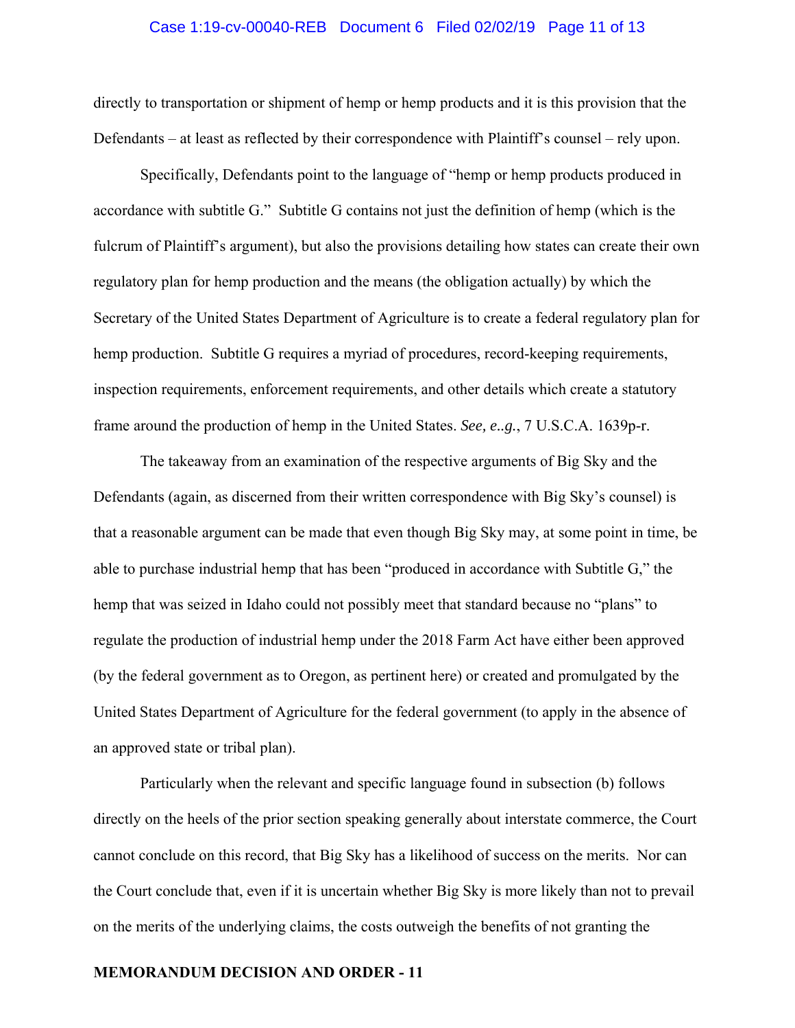directly to transportation or shipment of hemp or hemp products and it is this provision that the Defendants – at least as reflected by their correspondence with Plaintiff's counsel – rely upon.

Specifically, Defendants point to the language of "hemp or hemp products produced in accordance with subtitle G." Subtitle G contains not just the definition of hemp (which is the fulcrum of Plaintiff's argument), but also the provisions detailing how states can create their own regulatory plan for hemp production and the means (the obligation actually) by which the Secretary of the United States Department of Agriculture is to create a federal regulatory plan for hemp production. Subtitle G requires a myriad of procedures, record-keeping requirements, inspection requirements, enforcement requirements, and other details which create a statutory frame around the production of hemp in the United States. *See, e..g.*, 7 U.S.C.A. 1639p-r.

The takeaway from an examination of the respective arguments of Big Sky and the Defendants (again, as discerned from their written correspondence with Big Sky's counsel) is that a reasonable argument can be made that even though Big Sky may, at some point in time, be able to purchase industrial hemp that has been "produced in accordance with Subtitle G," the hemp that was seized in Idaho could not possibly meet that standard because no "plans" to regulate the production of industrial hemp under the 2018 Farm Act have either been approved (by the federal government as to Oregon, as pertinent here) or created and promulgated by the United States Department of Agriculture for the federal government (to apply in the absence of an approved state or tribal plan).

Particularly when the relevant and specific language found in subsection (b) follows directly on the heels of the prior section speaking generally about interstate commerce, the Court cannot conclude on this record, that Big Sky has a likelihood of success on the merits. Nor can the Court conclude that, even if it is uncertain whether Big Sky is more likely than not to prevail on the merits of the underlying claims, the costs outweigh the benefits of not granting the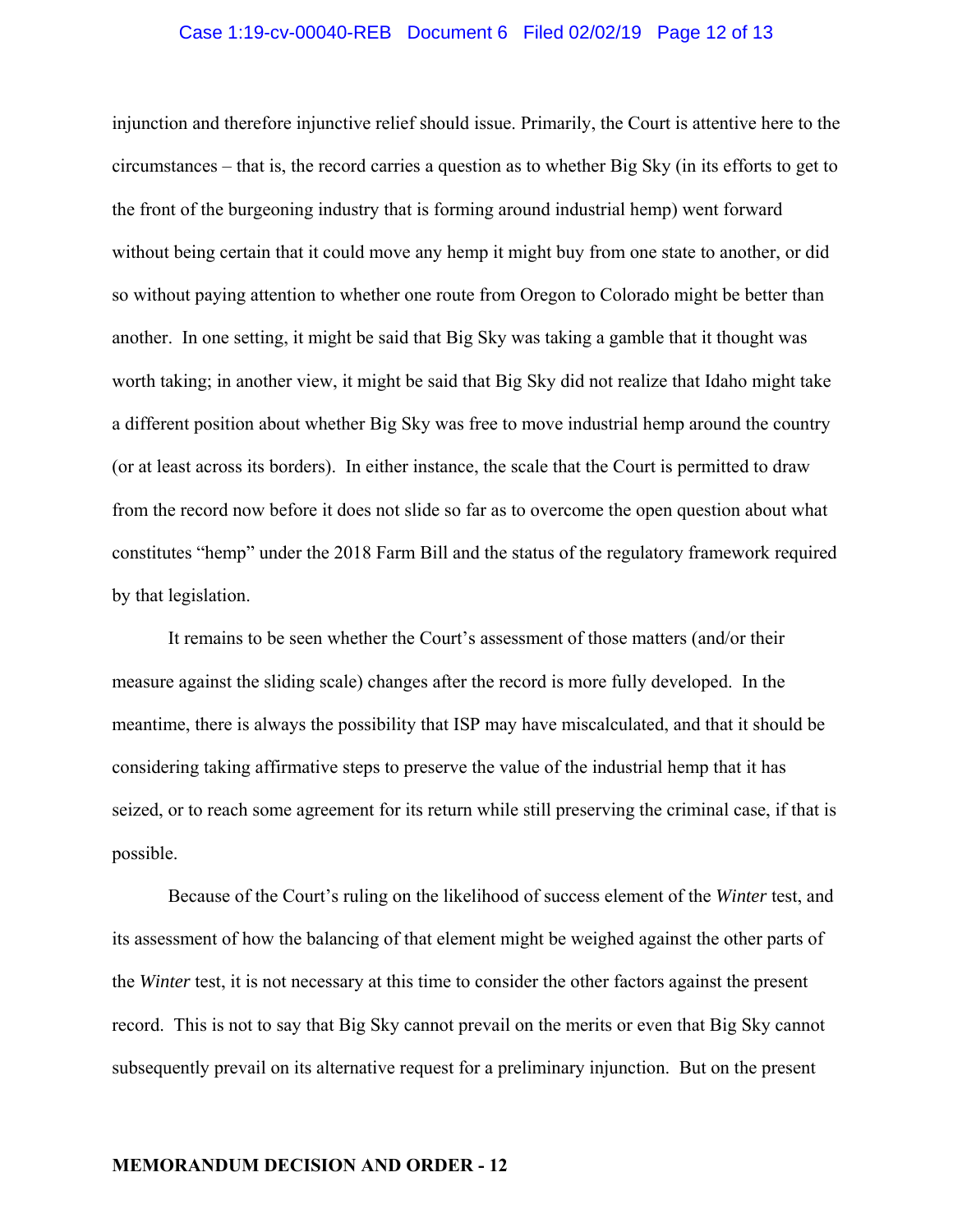injunction and therefore injunctive relief should issue. Primarily, the Court is attentive here to the circumstances – that is, the record carries a question as to whether Big Sky (in its efforts to get to the front of the burgeoning industry that is forming around industrial hemp) went forward without being certain that it could move any hemp it might buy from one state to another, or did so without paying attention to whether one route from Oregon to Colorado might be better than another. In one setting, it might be said that Big Sky was taking a gamble that it thought was worth taking; in another view, it might be said that Big Sky did not realize that Idaho might take a different position about whether Big Sky was free to move industrial hemp around the country (or at least across its borders). In either instance, the scale that the Court is permitted to draw from the record now before it does not slide so far as to overcome the open question about what constitutes "hemp" under the 2018 Farm Bill and the status of the regulatory framework required by that legislation.

It remains to be seen whether the Court's assessment of those matters (and/or their measure against the sliding scale) changes after the record is more fully developed. In the meantime, there is always the possibility that ISP may have miscalculated, and that it should be considering taking affirmative steps to preserve the value of the industrial hemp that it has seized, or to reach some agreement for its return while still preserving the criminal case, if that is possible.

Because of the Court's ruling on the likelihood of success element of the *Winter* test, and its assessment of how the balancing of that element might be weighed against the other parts of the *Winter* test, it is not necessary at this time to consider the other factors against the present record. This is not to say that Big Sky cannot prevail on the merits or even that Big Sky cannot subsequently prevail on its alternative request for a preliminary injunction. But on the present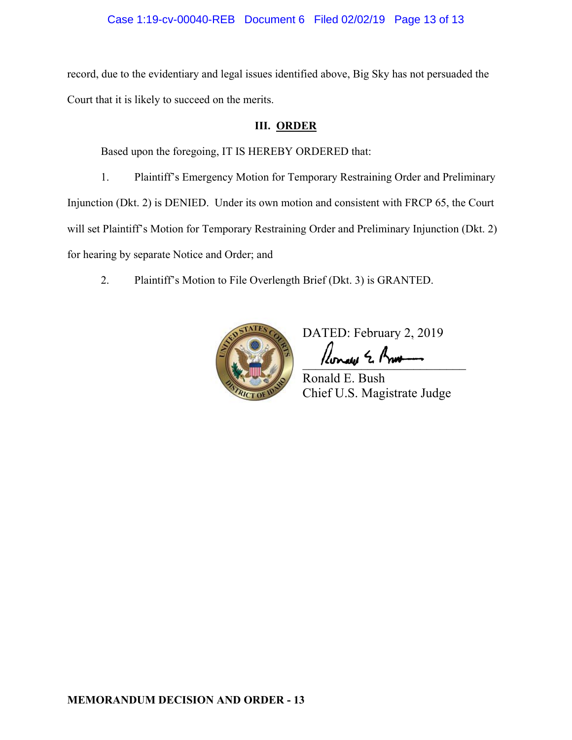record, due to the evidentiary and legal issues identified above, Big Sky has not persuaded the Court that it is likely to succeed on the merits.

## III. ORDER

Based upon the foregoing, IT IS HEREBY ORDERED that:

1. Plaintiff's Emergency Motion for Temporary Restraining Order and Preliminary Injunction (Dkt. 2) is DENIED. Under its own motion and consistent with FRCP 65, the Court will set Plaintiff's Motion for Temporary Restraining Order and Preliminary Injunction (Dkt. 2) for hearing by separate Notice and Order; and

2. Plaintiff's Motion to File Overlength Brief (Dkt. 3) is GRANTED.

DATED: February 2, 2019

Ronald E. Bush
Chief U.S. Magistrate Judge

**MEMORANDUM DECISION AND ORDER - 13**